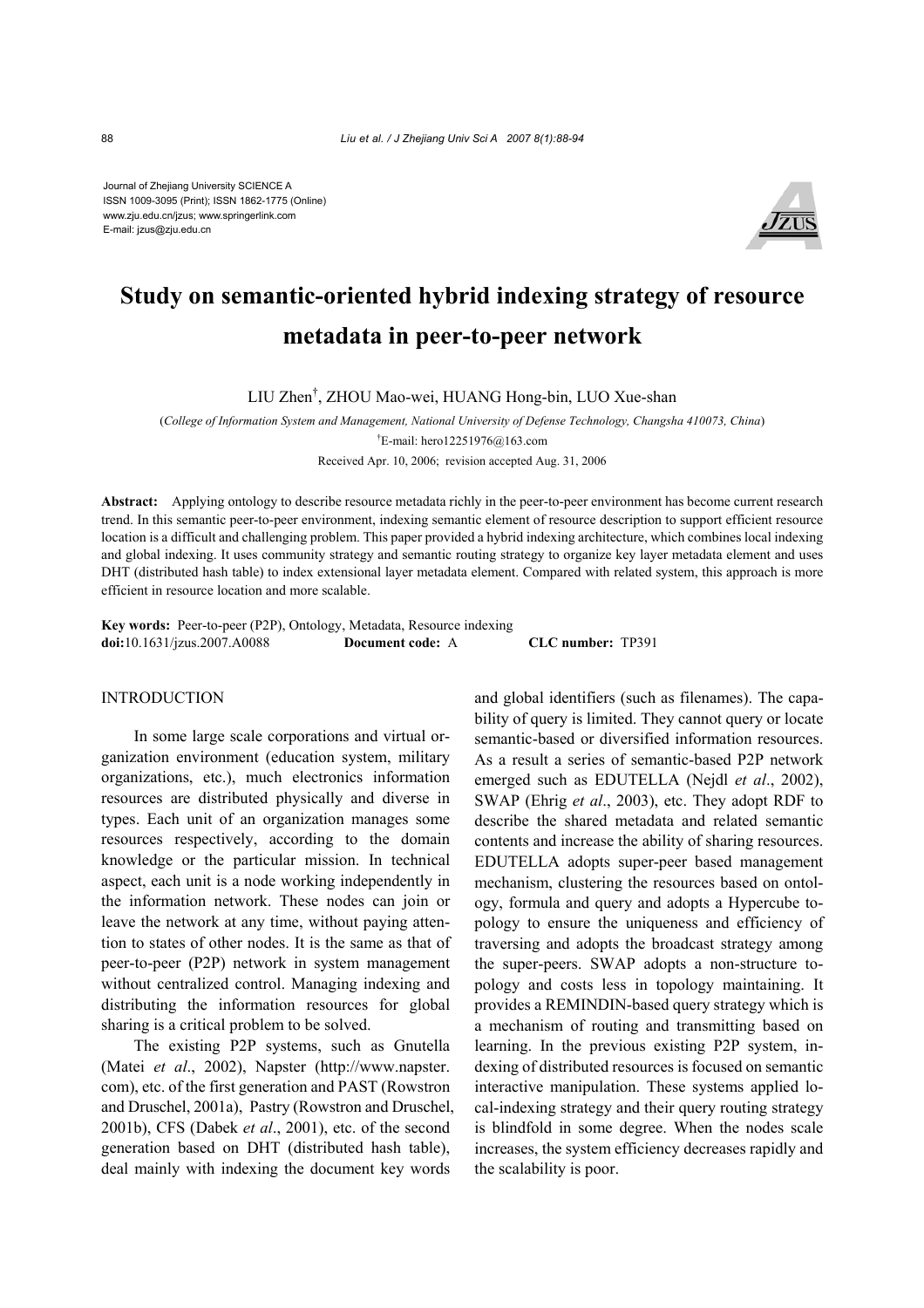Journal of Zhejiang University SCIENCE A
ISSN 1009-3095 (Print); ISSN 1862-1775 (Online)
www.zju.edu.cn/jzus; www.springerlink.com
E-mail: jzus@zju.edu.cn

# Study on semantic-oriented hybrid indexing strategy of resource metadata in peer-to-peer network

LIU Zhen[†], ZHOU Mao-wei, HUANG Hong-bin, LUO Xue-shan

(*College of Information System and Management, National University of Defense Technology, Changsha 410073, China*)

[†]E-mail: hero12251976@163.com

Received Apr. 10, 2006; revision accepted Aug. 31, 2006

**Abstract:** Applying ontology to describe resource metadata richly in the peer-to-peer environment has become current research trend. In this semantic peer-to-peer environment, indexing semantic element of resource description to support efficient resource location is a difficult and challenging problem. This paper provided a hybrid indexing architecture, which combines local indexing and global indexing. It uses community strategy and semantic routing strategy to organize key layer metadata element and uses DHT (distributed hash table) to index extensional layer metadata element. Compared with related system, this approach is more efficient in resource location and more scalable.

**Key words:** Peer-to-peer (P2P), Ontology, Metadata, Resource indexing
**doi:**10.1631/jzus.2007.A0088 **Document code:** A **CLC number:** TP391

## INTRODUCTION

In some large scale corporations and virtual organization environment (education system, military organizations, etc.), much electronics information resources are distributed physically and diverse in types. Each unit of an organization manages some resources respectively, according to the domain knowledge or the particular mission. In technical aspect, each unit is a node working independently in the information network. These nodes can join or leave the network at any time, without paying attention to states of other nodes. It is the same as that of peer-to-peer (P2P) network in system management without centralized control. Managing indexing and distributing the information resources for global sharing is a critical problem to be solved.

The existing P2P systems, such as Gnutella (Matei *et al*., 2002), Napster (http://www.napster.com), etc. of the first generation and PAST (Rowstron and Druschel, 2001a), Pastry (Rowstron and Druschel, 2001b), CFS (Dabek *et al*., 2001), etc. of the second generation based on DHT (distributed hash table), deal mainly with indexing the document key words and global identifiers (such as filenames). The capability of query is limited. They cannot query or locate semantic-based or diversified information resources. As a result a series of semantic-based P2P network emerged such as EDUTELLA (Nejdl *et al*., 2002), SWAP (Ehrig *et al*., 2003), etc. They adopt RDF to describe the shared metadata and related semantic contents and increase the ability of sharing resources. EDUTELLA adopts super-peer based management mechanism, clustering the resources based on ontology, formula and query and adopts a Hypercube topology to ensure the uniqueness and efficiency of traversing and adopts the broadcast strategy among the super-peers. SWAP adopts a non-structure topology and costs less in topology maintaining. It provides a REMINDIN-based query strategy which is a mechanism of routing and transmitting based on learning. In the previous existing P2P system, indexing of distributed resources is focused on semantic interactive manipulation. These systems applied local-indexing strategy and their query routing strategy is blindfold in some degree. When the nodes scale increases, the system efficiency decreases rapidly and the scalability is poor.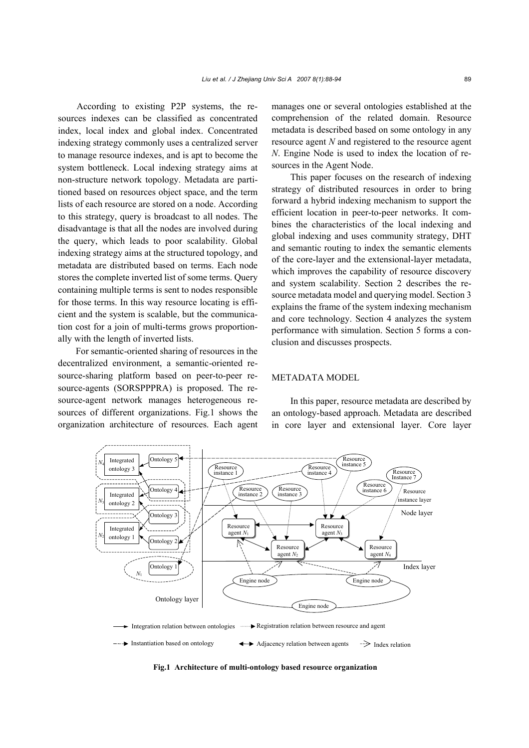According to existing P2P systems, the resources indexes can be classified as concentrated index, local index and global index. Concentrated indexing strategy commonly uses a centralized server to manage resource indexes, and is apt to become the system bottleneck. Local indexing strategy aims at non-structure network topology. Metadata are partitioned based on resources object space, and the term lists of each resource are stored on a node. According to this strategy, query is broadcast to all nodes. The disadvantage is that all the nodes are involved during the query, which leads to poor scalability. Global indexing strategy aims at the structured topology, and metadata are distributed based on terms. Each node stores the complete inverted list of some terms. Query containing multiple terms is sent to nodes responsible for those terms. In this way resource locating is efficient and the system is scalable, but the communication cost for a join of multi-terms grows proportionally with the length of inverted lists.

For semantic-oriented sharing of resources in the decentralized environment, a semantic-oriented resource-sharing platform based on peer-to-peer resource-agents (SORSPPPRA) is proposed. The resource-agent network manages heterogeneous resources of different organizations. Fig.1 shows the organization architecture of resources. Each agent manages one or several ontologies established at the comprehension of the related domain. Resource metadata is described based on some ontology in any resource agent $N$ and registered to the resource agent $N$. Engine Node is used to index the location of resources in the Agent Node.

This paper focuses on the research of indexing strategy of distributed resources in order to bring forward a hybrid indexing mechanism to support the efficient location in peer-to-peer networks. It combines the characteristics of the local indexing and global indexing and uses community strategy, DHT and semantic routing to index the semantic elements of the core-layer and the extensional-layer metadata, which improves the capability of resource discovery and system scalability. Section 2 describes the resource metadata model and querying model. Section 3 explains the frame of the system indexing mechanism and core technology. Section 4 analyzes the system performance with simulation. Section 5 forms a conclusion and discusses prospects.

## METADATA MODEL

In this paper, resource metadata are described by an ontology-based approach. Metadata are described in core layer and extensional layer. Core layer

Integrated ontology 3
Integrated ontology 2
Integrated ontology 1
Ontology 5
Ontology 4
Ontology 3
Ontology 2
Ontology 1
$N_4$
$N_3$
$N_2$
$N_1$
Ontology layer
Resource instance 1
Resource instance 2
Resource instance 3
Resource instance 4
Resource instance 5
Resource instance 6
Resource Instance 7
Resource instance layer
Node layer
Resource agent $N_1$
Resource agent $N_2$
Resource agent $N_3$
Resource agent $N_4$
Index layer
Engine node
Engine node
Engine node
Integration relation between ontologies
Registration relation between resource and agent
Instantiation based on ontology
Adjacency relation between agents
Index relation

**Fig.1 Architecture of multi-ontology based resource organization**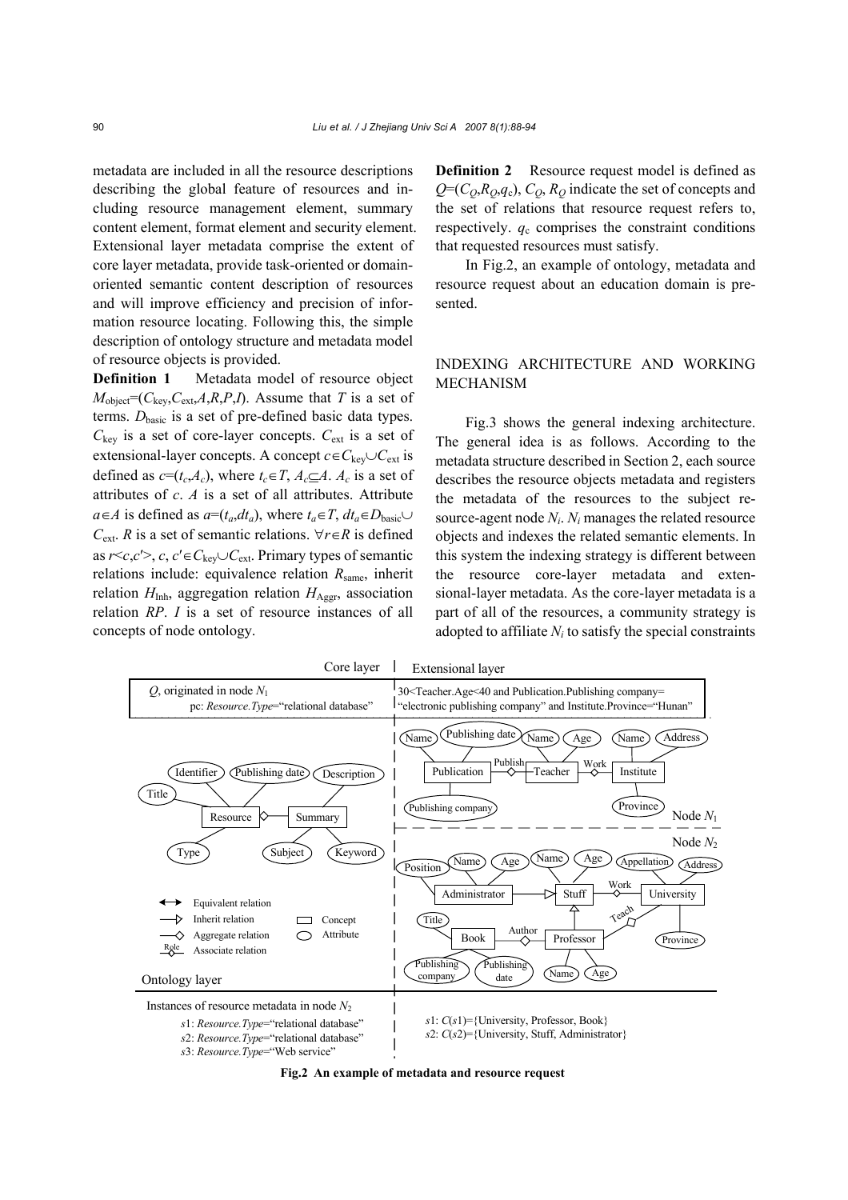metadata are included in all the resource descriptions describing the global feature of resources and including resource management element, summary content element, format element and security element. Extensional layer metadata comprise the extent of core layer metadata, provide task-oriented or domain-oriented semantic content description of resources and will improve efficiency and precision of information resource locating. Following this, the simple description of ontology structure and metadata model of resource objects is provided.

**Definition 1** Metadata model of resource object $M_{\text{object}}=(C_{\text{key}},C_{\text{ext}},A,R,P,I)$. Assume that $T$ is a set of terms. $D_{\text{basic}}$ is a set of pre-defined basic data types. $C_{\text{key}}$ is a set of core-layer concepts. $C_{\text{ext}}$ is a set of extensional-layer concepts. A concept $c\in C_{\text{key}}\cup C_{\text{ext}}$ is defined as $c=(t_c,A_c)$, where $t_c\in T$, $A_c\subseteq A$. $A_c$ is a set of attributes of $c$. $A$ is a set of all attributes. Attribute $a\in A$ is defined as $a=(t_a,dt_a)$, where $t_a\in T$, $dt_a\in D_{\text{basic}}\cup C_{\text{ext}}$. $R$ is a set of semantic relations. $\forall r\in R$ is defined as $r<c,c'>$, $c$, $c'\in C_{\text{key}}\cup C_{\text{ext}}$. Primary types of semantic relations include: equivalence relation $R_{\text{same}}$, inherit relation $H_{\text{Inh}}$, aggregation relation $H_{\text{Aggr}}$, association relation $RP$. $I$ is a set of resource instances of all concepts of node ontology.

**Definition 2** Resource request model is defined as $Q=(C_Q,R_Q,q_c)$, $C_Q$, $R_Q$ indicate the set of concepts and the set of relations that resource request refers to, respectively. $q_c$ comprises the constraint conditions that requested resources must satisfy.

In Fig.2, an example of ontology, metadata and resource request about an education domain is presented.

## INDEXING ARCHITECTURE AND WORKING MECHANISM

Fig.3 shows the general indexing architecture. The general idea is as follows. According to the metadata structure described in Section 2, each source describes the resource objects metadata and registers the metadata of the resources to the subject resource-agent node $N_i$. $N_i$ manages the related resource objects and indexes the related semantic elements. In this system the indexing strategy is different between the resource core-layer metadata and extensional-layer metadata. As the core-layer metadata is a part of all of the resources, a community strategy is adopted to affiliate $N_i$ to satisfy the special constraints

Core layer | Extensional layer

$Q$, originated in node $N_1$
pc: *Resource.Type*="relational database"

30<Teacher.Age<40 and Publication.Publishing company="electronic publishing company" and Institute.Province="Hunan"

Identifier, Publishing date, Description, Title, Resource, Summary, Type, Subject, Keyword

Name, Publishing date, Name, Age, Name, Address, Publication, Publish, Teacher, Work, Institute, Publishing company, Province, Node $N_1$

Node $N_2$

Position, Name, Age, Name, Age, Appellation, Address, Administrator, Stuff, Work, University, Teach, Title, Book, Author, Professor, Province, Publishing company, Publishing date, Name, Age

Equivalent relation
Inherit relation
Aggregate relation
Role Associate relation
Concept
Attribute

Ontology layer

Instances of resource metadata in node $N_2$

$s1$: *Resource.Type*="relational database"
$s2$: *Resource.Type*="relational database"
$s3$: *Resource.Type*="Web service"

$s1$: $C(s1)$={University, Professor, Book}
$s2$: $C(s2)$={University, Stuff, Administrator}

**Fig.2 An example of metadata and resource request**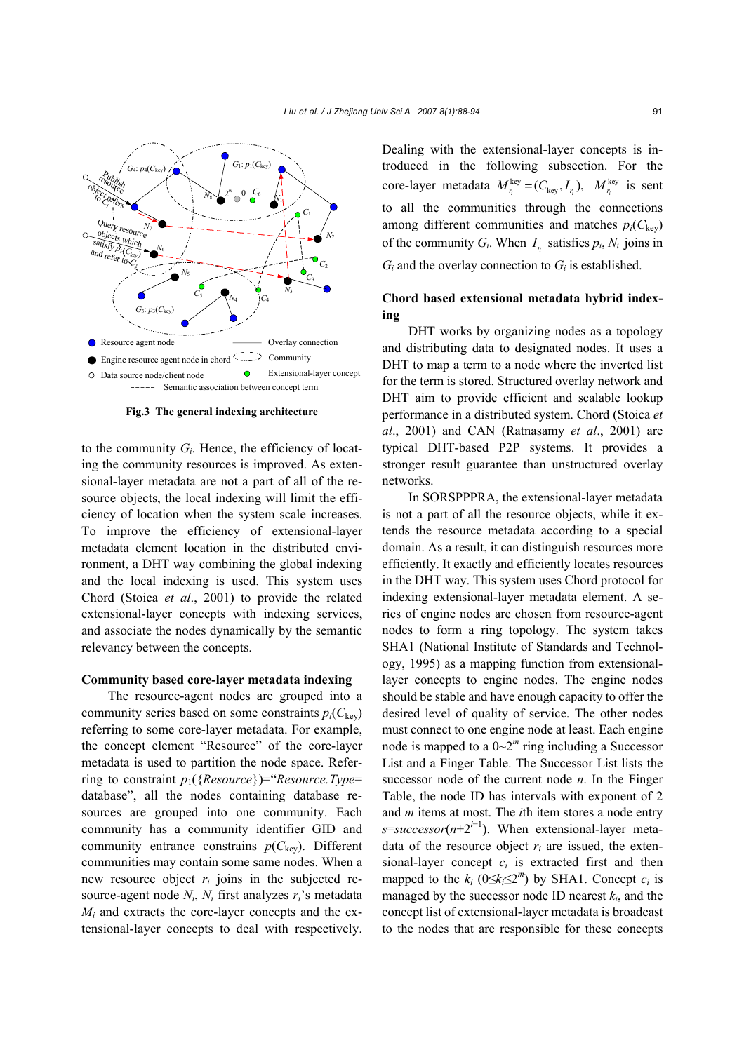Fig.3 The general indexing architecture

to the community $G_i$. Hence, the efficiency of locating the community resources is improved. As extensional-layer metadata are not a part of all of the resource objects, the local indexing will limit the efficiency of location when the system scale increases. To improve the efficiency of extensional-layer metadata element location in the distributed environment, a DHT way combining the global indexing and the local indexing is used. This system uses Chord (Stoica *et al*., 2001) to provide the related extensional-layer concepts with indexing services, and associate the nodes dynamically by the semantic relevancy between the concepts.

**Community based core-layer metadata indexing**

The resource-agent nodes are grouped into a community series based on some constraints $p_i(C_{\text{key}})$ referring to some core-layer metadata. For example, the concept element "Resource" of the core-layer metadata is used to partition the node space. Referring to constraint $p_1(\{Resource\})$="*Resource.Type*=database", all the nodes containing database resources are grouped into one community. Each community has a community identifier GID and community entrance constrains $p(C_{\text{key}})$. Different communities may contain some same nodes. When a new resource object $r_i$ joins in the subjected resource-agent node $N_i$, $N_i$ first analyzes $r_i$'s metadata $M_i$ and extracts the core-layer concepts and the extensional-layer concepts to deal with respectively. Dealing with the extensional-layer concepts is introduced in the following subsection. For the core-layer metadata $M_{r_i}^{\text{key}}=(C_{\text{key}}, I_{r_i})$, $M_{r_i}^{\text{key}}$ is sent to all the communities through the connections among different communities and matches $p_i(C_{\text{key}})$ of the community $G_i$. When $I_{r_i}$ satisfies $p_i$, $N_i$ joins in $G_i$ and the overlay connection to $G_i$ is established.

**Chord based extensional metadata hybrid indexing**

DHT works by organizing nodes as a topology and distributing data to designated nodes. It uses a DHT to map a term to a node where the inverted list for the term is stored. Structured overlay network and DHT aim to provide efficient and scalable lookup performance in a distributed system. Chord (Stoica *et al*., 2001) and CAN (Ratnasamy *et al*., 2001) are typical DHT-based P2P systems. It provides a stronger result guarantee than unstructured overlay networks.

In SORSPPPRA, the extensional-layer metadata is not a part of all the resource objects, while it extends the resource metadata according to a special domain. As a result, it can distinguish resources more efficiently. It exactly and efficiently locates resources in the DHT way. This system uses Chord protocol for indexing extensional-layer metadata element. A series of engine nodes are chosen from resource-agent nodes to form a ring topology. The system takes SHA1 (National Institute of Standards and Technology, 1995) as a mapping function from extensional-layer concepts to engine nodes. The engine nodes should be stable and have enough capacity to offer the desired level of quality of service. The other nodes must connect to one engine node at least. Each engine node is mapped to a $0\sim2^m$ ring including a Successor List and a Finger Table. The Successor List lists the successor node of the current node $n$. In the Finger Table, the node ID has intervals with exponent of 2 and $m$ items at most. The $i$th item stores a node entry $s$=*successor*$(n+2^{i-1})$. When extensional-layer metadata of the resource object $r_i$ are issued, the extensional-layer concept $c_i$ is extracted first and then mapped to the $k_i$ $(0\le k_i\le 2^m)$ by SHA1. Concept $c_i$ is managed by the successor node ID nearest $k_i$, and the concept list of extensional-layer metadata is broadcast to the nodes that are responsible for these concepts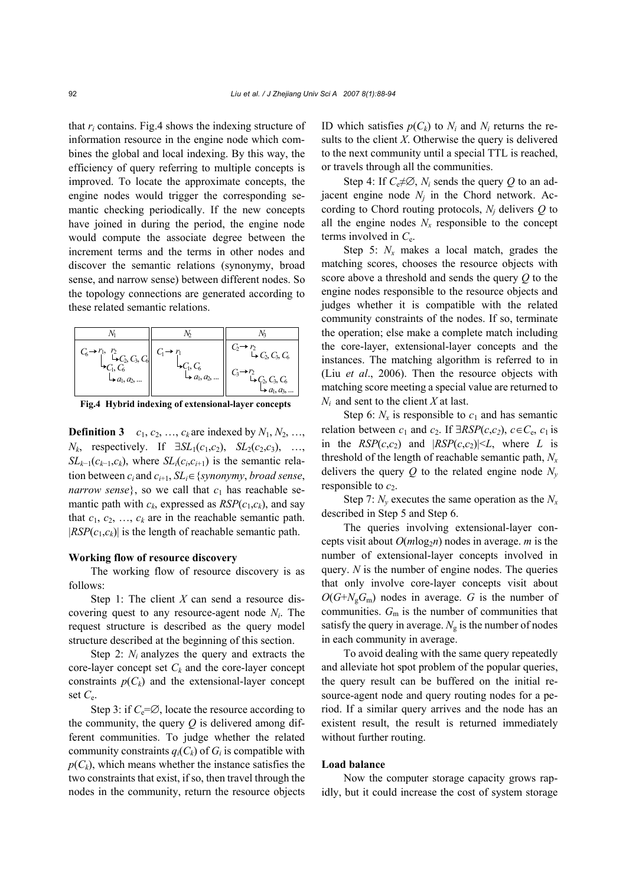that $r_i$ contains. Fig.4 shows the indexing structure of information resource in the engine node which combines the global and local indexing. By this way, the efficiency of query referring to multiple concepts is improved. To locate the approximate concepts, the engine nodes would trigger the corresponding semantic checking periodically. If the new concepts have joined in during the period, the engine node would compute the associate degree between the increment terms and the terms in other nodes and discover the semantic relations (synonymy, broad sense, and narrow sense) between different nodes. So the topology connections are generated according to these related semantic relations.

$N_1$
$C_6 \rightarrow r_1, r_2$
$\rightarrow C_2, C_3, C_6$
$\rightarrow C_1, C_6$
$\rightarrow a_1, a_2, ...$

$N_2$
$C_1 \rightarrow r_1$
$\rightarrow C_1, C_6$
$\rightarrow a_1, a_2, ...$

$N_3$
$C_2 \rightarrow r_2$
$\rightarrow C_2, C_3, C_6$
$C_3 \rightarrow r_2$
$\rightarrow C_2, C_3, C_6$
$\rightarrow a_1, a_3, ...$

**Fig.4 Hybrid indexing of extensional-layer concepts**

**Definition 3** $c_1, c_2, \ldots, c_k$ are indexed by $N_1, N_2, \ldots, N_k$, respectively. If $\exists SL_1(c_1,c_2)$, $SL_2(c_2,c_3)$, …, $SL_{k-1}(c_{k-1},c_k)$, where $SL_i(c_i,c_{i+1})$ is the semantic relation between $c_i$ and $c_{i+1}$, $SL_i \in \{synonymy, broad\ sense, narrow\ sense\}$, so we call that $c_1$ has reachable semantic path with $c_k$, expressed as $RSP(c_1,c_k)$, and say that $c_1, c_2, \ldots, c_k$ are in the reachable semantic path. $|RSP(c_1,c_k)|$ is the length of reachable semantic path.

**Working flow of resource discovery**

The working flow of resource discovery is as follows:

Step 1: The client $X$ can send a resource discovering quest to any resource-agent node $N_i$. The request structure is described as the query model structure described at the beginning of this section.

Step 2: $N_i$ analyzes the query and extracts the core-layer concept set $C_k$ and the core-layer concept constraints $p(C_k)$ and the extensional-layer concept set $C_e$.

Step 3: if $C_e=\varnothing$, locate the resource according to the community, the query $Q$ is delivered among different communities. To judge whether the related community constraints $q_i(C_k)$ of $G_i$ is compatible with $p(C_k)$, which means whether the instance satisfies the two constraints that exist, if so, then travel through the nodes in the community, return the resource objects ID which satisfies $p(C_k)$ to $N_i$ and $N_i$ returns the results to the client $X$. Otherwise the query is delivered to the next community until a special TTL is reached, or travels through all the communities.

Step 4: If $C_e \neq \varnothing$, $N_i$ sends the query $Q$ to an adjacent engine node $N_j$ in the Chord network. According to Chord routing protocols, $N_j$ delivers $Q$ to all the engine nodes $N_x$ responsible to the concept terms involved in $C_e$.

Step 5: $N_x$ makes a local match, grades the matching scores, chooses the resource objects with score above a threshold and sends the query $Q$ to the engine nodes responsible to the resource objects and judges whether it is compatible with the related community constraints of the nodes. If so, terminate the operation; else make a complete match including the core-layer, extensional-layer concepts and the instances. The matching algorithm is referred to in (Liu *et al*., 2006). Then the resource objects with matching score meeting a special value are returned to $N_i$ and sent to the client $X$ at last.

Step 6: $N_x$ is responsible to $c_1$ and has semantic relation between $c_1$ and $c_2$. If $\exists RSP(c,c_2)$, $c \in C_e$, $c_1$ is in the $RSP(c,c_2)$ and $|RSP(c,c_2)|<L$, where $L$ is threshold of the length of reachable semantic path, $N_x$ delivers the query $Q$ to the related engine node $N_y$ responsible to $c_2$.

Step 7: $N_y$ executes the same operation as the $N_x$ described in Step 5 and Step 6.

The queries involving extensional-layer concepts visit about $O(m\log_2 n)$ nodes in average. $m$ is the number of extensional-layer concepts involved in query. $N$ is the number of engine nodes. The queries that only involve core-layer concepts visit about $O(G+N_gG_m)$ nodes in average. $G$ is the number of communities. $G_m$ is the number of communities that satisfy the query in average. $N_g$ is the number of nodes in each community in average.

To avoid dealing with the same query repeatedly and alleviate hot spot problem of the popular queries, the query result can be buffered on the initial resource-agent node and query routing nodes for a period. If a similar query arrives and the node has an existent result, the result is returned immediately without further routing.

**Load balance**

Now the computer storage capacity grows rapidly, but it could increase the cost of system storage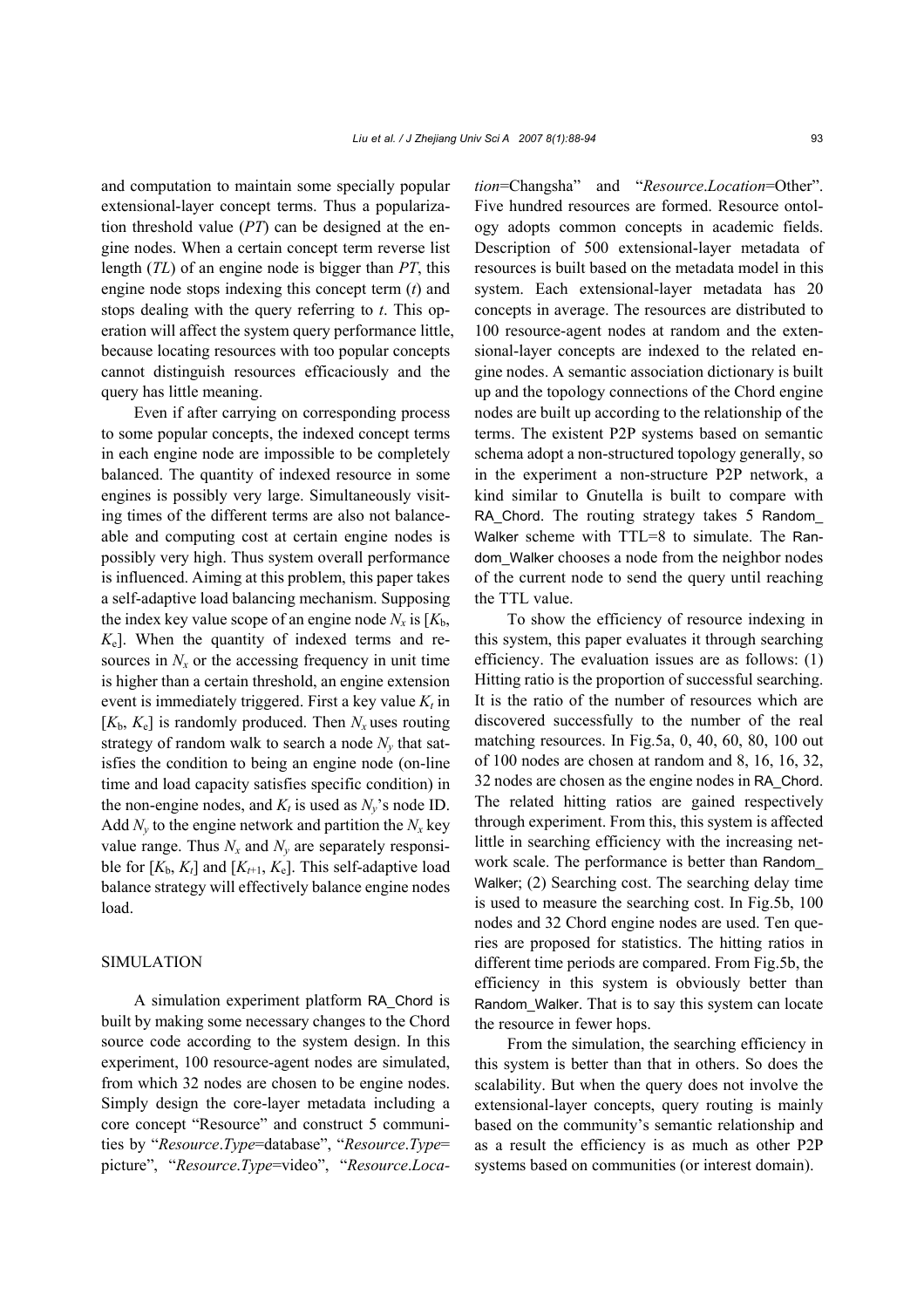and computation to maintain some specially popular extensional-layer concept terms. Thus a popularization threshold value (*PT*) can be designed at the engine nodes. When a certain concept term reverse list length (*TL*) of an engine node is bigger than *PT*, this engine node stops indexing this concept term ($t$) and stops dealing with the query referring to $t$. This operation will affect the system query performance little, because locating resources with too popular concepts cannot distinguish resources efficaciously and the query has little meaning.

Even if after carrying on corresponding process to some popular concepts, the indexed concept terms in each engine node are impossible to be completely balanced. The quantity of indexed resource in some engines is possibly very large. Simultaneously visiting times of the different terms are also not balanceable and computing cost at certain engine nodes is possibly very high. Thus system overall performance is influenced. Aiming at this problem, this paper takes a self-adaptive load balancing mechanism. Supposing the index key value scope of an engine node $N_x$ is $[K_b, K_e]$. When the quantity of indexed terms and resources in $N_x$ or the accessing frequency in unit time is higher than a certain threshold, an engine extension event is immediately triggered. First a key value $K_t$ in $[K_b, K_e]$ is randomly produced. Then $N_x$ uses routing strategy of random walk to search a node $N_y$ that satisfies the condition to being an engine node (on-line time and load capacity satisfies specific condition) in the non-engine nodes, and $K_t$ is used as $N_y$'s node ID. Add $N_y$ to the engine network and partition the $N_x$ key value range. Thus $N_x$ and $N_y$ are separately responsible for $[K_b, K_t]$ and $[K_{t+1}, K_e]$. This self-adaptive load balance strategy will effectively balance engine nodes load.

## SIMULATION

A simulation experiment platform RA_Chord is built by making some necessary changes to the Chord source code according to the system design. In this experiment, 100 resource-agent nodes are simulated, from which 32 nodes are chosen to be engine nodes. Simply design the core-layer metadata including a core concept "Resource" and construct 5 communities by "*Resource*.*Type*=database", "*Resource*.*Type*=picture", "*Resource*.*Type*=video", "*Resource*.*Location*=Changsha" and "*Resource*.*Location*=Other". Five hundred resources are formed. Resource ontology adopts common concepts in academic fields. Description of 500 extensional-layer metadata of resources is built based on the metadata model in this system. Each extensional-layer metadata has 20 concepts in average. The resources are distributed to 100 resource-agent nodes at random and the extensional-layer concepts are indexed to the related engine nodes. A semantic association dictionary is built up and the topology connections of the Chord engine nodes are built up according to the relationship of the terms. The existent P2P systems based on semantic schema adopt a non-structured topology generally, so in the experiment a non-structure P2P network, a kind similar to Gnutella is built to compare with RA_Chord. The routing strategy takes 5 Random_Walker scheme with TTL=8 to simulate. The Random_Walker chooses a node from the neighbor nodes of the current node to send the query until reaching the TTL value.

To show the efficiency of resource indexing in this system, this paper evaluates it through searching efficiency. The evaluation issues are as follows: (1) Hitting ratio is the proportion of successful searching. It is the ratio of the number of resources which are discovered successfully to the number of the real matching resources. In Fig.5a, 0, 40, 60, 80, 100 out of 100 nodes are chosen at random and 8, 16, 16, 32, 32 nodes are chosen as the engine nodes in RA_Chord. The related hitting ratios are gained respectively through experiment. From this, this system is affected little in searching efficiency with the increasing network scale. The performance is better than Random_Walker; (2) Searching cost. The searching delay time is used to measure the searching cost. In Fig.5b, 100 nodes and 32 Chord engine nodes are used. Ten queries are proposed for statistics. The hitting ratios in different time periods are compared. From Fig.5b, the efficiency in this system is obviously better than Random_Walker. That is to say this system can locate the resource in fewer hops.

From the simulation, the searching efficiency in this system is better than that in others. So does the scalability. But when the query does not involve the extensional-layer concepts, query routing is mainly based on the community's semantic relationship and as a result the efficiency is as much as other P2P systems based on communities (or interest domain).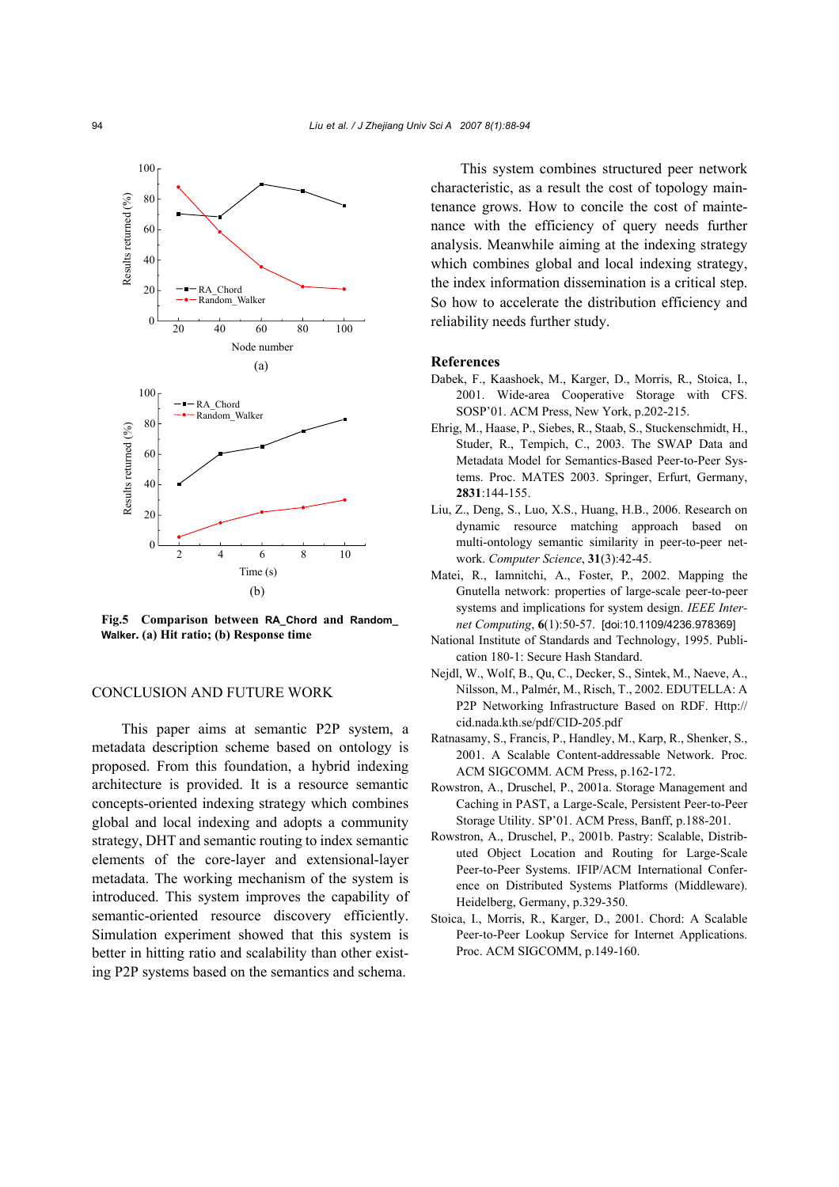100
80
60
40
20
0
Results returned (%)
20 40 60 80 100
Node number
RA_Chord
Random_Walker
(a)

100
80
60
40
20
0
Results returned (%)
2 4 6 8 10
Time (s)
RA_Chord
Random_Walker
(b)

**Fig.5 Comparison between RA_Chord and Random_Walker. (a) Hit ratio; (b) Response time**

## CONCLUSION AND FUTURE WORK

This paper aims at semantic P2P system, a metadata description scheme based on ontology is proposed. From this foundation, a hybrid indexing architecture is provided. It is a resource semantic concepts-oriented indexing strategy which combines global and local indexing and adopts a community strategy, DHT and semantic routing to index semantic elements of the core-layer and extensional-layer metadata. The working mechanism of the system is introduced. This system improves the capability of semantic-oriented resource discovery efficiently. Simulation experiment showed that this system is better in hitting ratio and scalability than other existing P2P systems based on the semantics and schema.

This system combines structured peer network characteristic, as a result the cost of topology maintenance grows. How to concile the cost of maintenance with the efficiency of query needs further analysis. Meanwhile aiming at the indexing strategy which combines global and local indexing strategy, the index information dissemination is a critical step. So how to accelerate the distribution efficiency and reliability needs further study.

## References

Dabek, F., Kaashoek, M., Karger, D., Morris, R., Stoica, I., 2001. Wide-area Cooperative Storage with CFS. SOSP'01. ACM Press, New York, p.202-215.

Ehrig, M., Haase, P., Siebes, R., Staab, S., Stuckenschmidt, H., Studer, R., Tempich, C., 2003. The SWAP Data and Metadata Model for Semantics-Based Peer-to-Peer Systems. Proc. MATES 2003. Springer, Erfurt, Germany, **2831**:144-155.

Liu, Z., Deng, S., Luo, X.S., Huang, H.B., 2006. Research on dynamic resource matching approach based on multi-ontology semantic similarity in peer-to-peer network. *Computer Science*, **31**(3):42-45.

Matei, R., Iamnitchi, A., Foster, P., 2002. Mapping the Gnutella network: properties of large-scale peer-to-peer systems and implications for system design. *IEEE Internet Computing*, **6**(1):50-57. [doi:10.1109/4236.978369]

National Institute of Standards and Technology, 1995. Publication 180-1: Secure Hash Standard.

Nejdl, W., Wolf, B., Qu, C., Decker, S., Sintek, M., Naeve, A., Nilsson, M., Palmér, M., Risch, T., 2002. EDUTELLA: A P2P Networking Infrastructure Based on RDF. Http://cid.nada.kth.se/pdf/CID-205.pdf

Ratnasamy, S., Francis, P., Handley, M., Karp, R., Shenker, S., 2001. A Scalable Content-addressable Network. Proc. ACM SIGCOMM. ACM Press, p.162-172.

Rowstron, A., Druschel, P., 2001a. Storage Management and Caching in PAST, a Large-Scale, Persistent Peer-to-Peer Storage Utility. SP'01. ACM Press, Banff, p.188-201.

Rowstron, A., Druschel, P., 2001b. Pastry: Scalable, Distributed Object Location and Routing for Large-Scale Peer-to-Peer Systems. IFIP/ACM International Conference on Distributed Systems Platforms (Middleware). Heidelberg, Germany, p.329-350.

Stoica, I., Morris, R., Karger, D., 2001. Chord: A Scalable Peer-to-Peer Lookup Service for Internet Applications. Proc. ACM SIGCOMM, p.149-160.